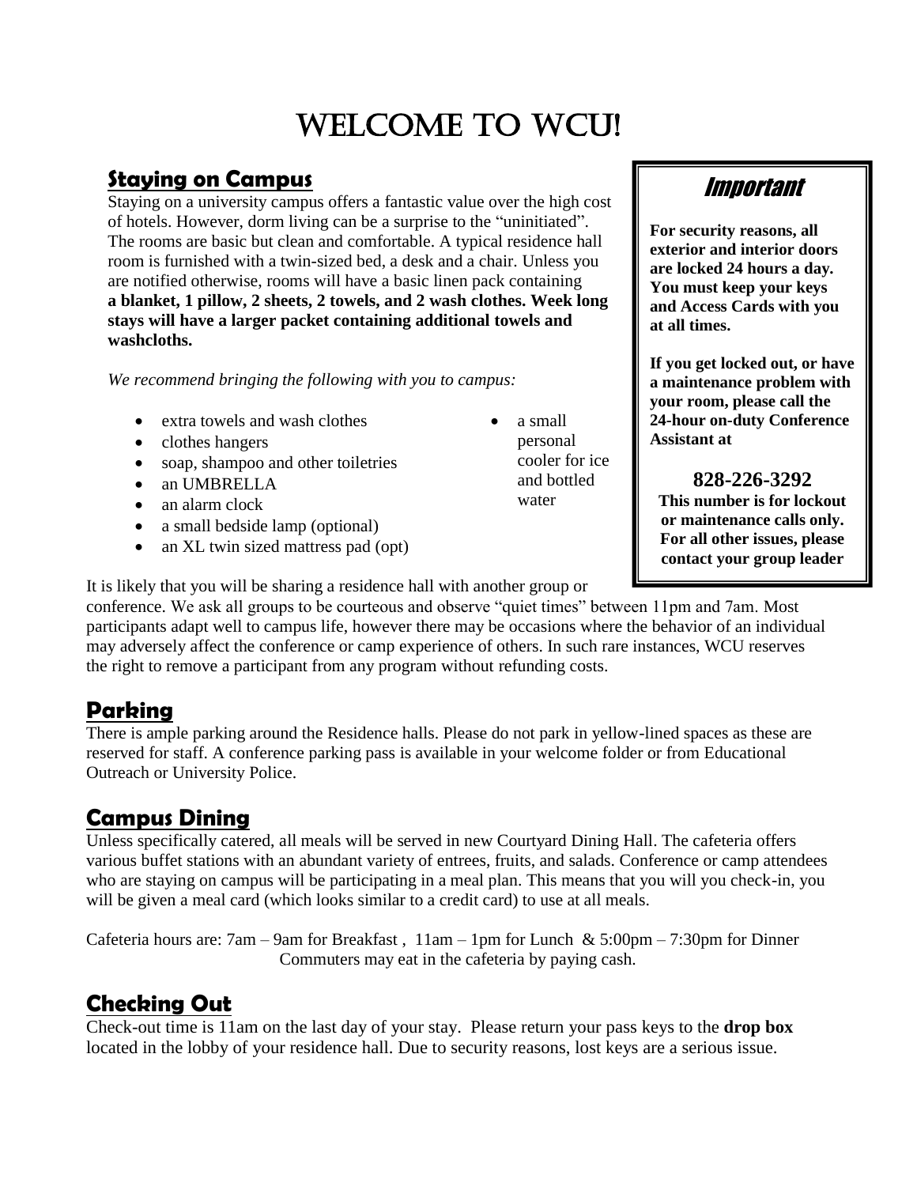# Welcome to WCU!

## Staying on Campus

Staying on a university campus offers a fantastic value over the high cost of hotels. However, dorm living can be a surprise to the "uninitiated". The rooms are basic but clean and comfortable. A typical residence hall room is furnished with a twin-sized bed, a desk and a chair. Unless you are notified otherwise, rooms will have a basic linen pack containing **a blanket, 1 pillow, 2 sheets, 2 towels, and 2 wash clothes. Week long stays will have a larger packet containing additional towels and washcloths.**

*We recommend bringing the following with you to campus:*

- extra towels and wash clothes
- clothes hangers
- soap, shampoo and other toiletries
- an UMBRELLA
- an alarm clock
- a small bedside lamp (optional)
- an XL twin sized mattress pad (opt)
- a small personal cooler for ice and bottled water

### *Important*

**For security reasons, all exterior and interior doors are locked 24 hours a day. You must keep your keys and Access Cards with you at all times.**

**If you get locked out, or have a maintenance problem with your room, please call the 24-hour on-duty Conference Assistant at**

**828-226-3292**

**This number is for lockout or maintenance calls only. For all other issues, please contact your group leader**

It is likely that you will be sharing a residence hall with another group or conference. We ask all groups to be courteous and observe "quiet times" between 11pm and 7am. Most participants adapt well to campus life, however there may be occasions where the behavior of an individual may adversely affect the conference or camp experience of others. In such rare instances, WCU reserves the right to remove a participant from any program without refunding costs.

## Parking

There is ample parking around the Residence halls. Please do not park in yellow-lined spaces as these are reserved for staff. A conference parking pass is available in your welcome folder or from Educational Outreach or University Police.

## Campus Dining

Unless specifically catered, all meals will be served in new Courtyard Dining Hall. The cafeteria offers various buffet stations with an abundant variety of entrees, fruits, and salads. Conference or camp attendees who are staying on campus will be participating in a meal plan. This means that you will you check-in, you will be given a meal card (which looks similar to a credit card) to use at all meals.

Cafeteria hours are: 7am – 9am for Breakfast , 11am – 1pm for Lunch & 5:00pm – 7:30pm for Dinner
Commuters may eat in the cafeteria by paying cash.

## Checking Out

Check-out time is 11am on the last day of your stay. Please return your pass keys to the **drop box** located in the lobby of your residence hall. Due to security reasons, lost keys are a serious issue.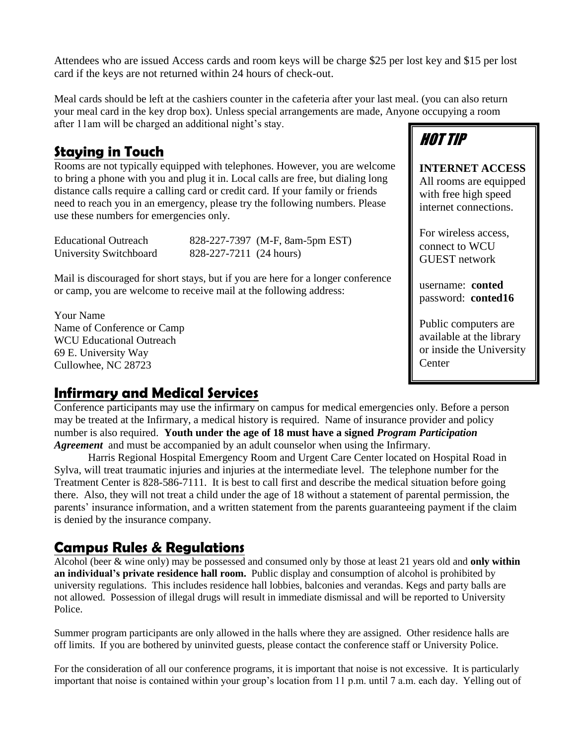Attendees who are issued Access cards and room keys will be charge $25 per lost key and $15 per lost card if the keys are not returned within 24 hours of check-out.

Meal cards should be left at the cashiers counter in the cafeteria after your last meal. (you can also return your meal card in the key drop box). Unless special arrangements are made, Anyone occupying a room after 11am will be charged an additional night's stay.

## Staying in Touch

Rooms are not typically equipped with telephones. However, you are welcome to bring a phone with you and plug it in. Local calls are free, but dialing long distance calls require a calling card or credit card. If your family or friends need to reach you in an emergency, please try the following numbers. Please use these numbers for emergencies only.

| | |
|---|---|
| Educational Outreach | 828-227-7397 (M-F, 8am-5pm EST) |
| University Switchboard | 828-227-7211 (24 hours) |

Mail is discouraged for short stays, but if you are here for a longer conference or camp, you are welcome to receive mail at the following address:

Your Name
Name of Conference or Camp
WCU Educational Outreach
69 E. University Way
Cullowhee, NC 28723

### HOT TIP

**INTERNET ACCESS**
All rooms are equipped with free high speed internet connections.

For wireless access, connect to WCU GUEST network

username: **conted**
password: **conted16**

Public computers are available at the library or inside the University Center

## Infirmary and Medical Services

Conference participants may use the infirmary on campus for medical emergencies only. Before a person may be treated at the Infirmary, a medical history is required. Name of insurance provider and policy number is also required. **Youth under the age of 18 must have a signed *Program Participation Agreement*** and must be accompanied by an adult counselor when using the Infirmary.

Harris Regional Hospital Emergency Room and Urgent Care Center located on Hospital Road in Sylva, will treat traumatic injuries and injuries at the intermediate level. The telephone number for the Treatment Center is 828-586-7111. It is best to call first and describe the medical situation before going there. Also, they will not treat a child under the age of 18 without a statement of parental permission, the parents' insurance information, and a written statement from the parents guaranteeing payment if the claim is denied by the insurance company.

## Campus Rules & Regulations

Alcohol (beer & wine only) may be possessed and consumed only by those at least 21 years old and **only within an individual's private residence hall room.** Public display and consumption of alcohol is prohibited by university regulations. This includes residence hall lobbies, balconies and verandas. Kegs and party balls are not allowed. Possession of illegal drugs will result in immediate dismissal and will be reported to University Police.

Summer program participants are only allowed in the halls where they are assigned. Other residence halls are off limits. If you are bothered by uninvited guests, please contact the conference staff or University Police.

For the consideration of all our conference programs, it is important that noise is not excessive. It is particularly important that noise is contained within your group's location from 11 p.m. until 7 a.m. each day. Yelling out of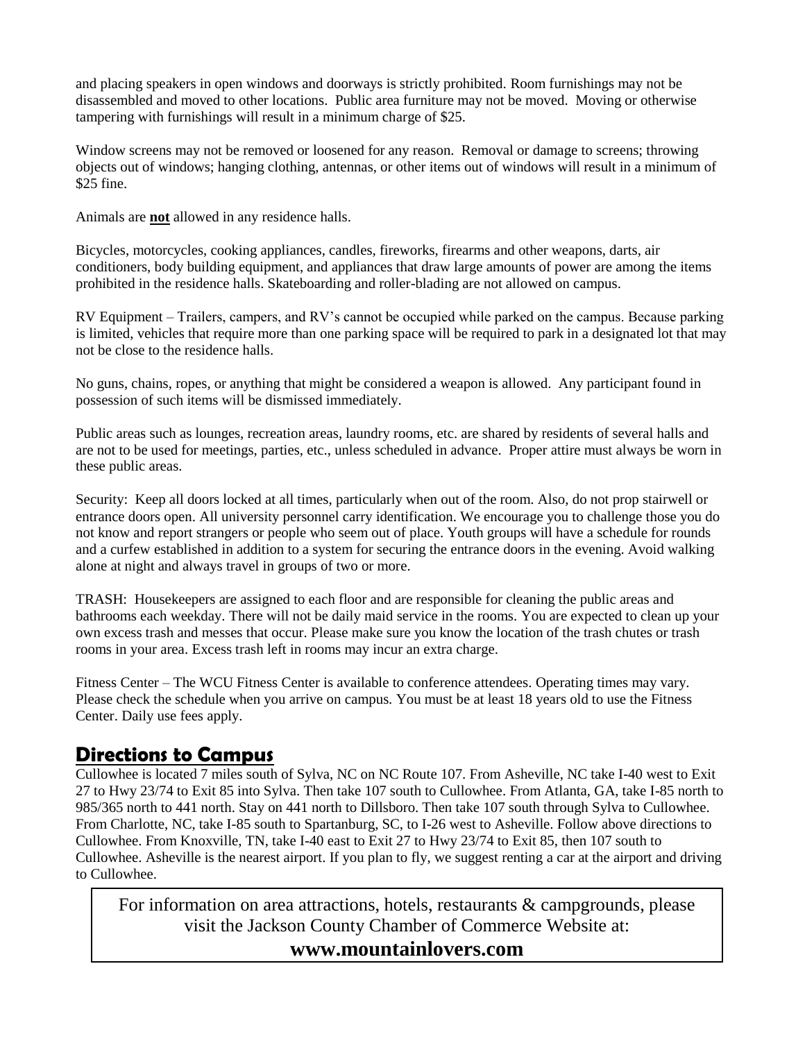and placing speakers in open windows and doorways is strictly prohibited. Room furnishings may not be disassembled and moved to other locations. Public area furniture may not be moved. Moving or otherwise tampering with furnishings will result in a minimum charge of $25.

Window screens may not be removed or loosened for any reason. Removal or damage to screens; throwing objects out of windows; hanging clothing, antennas, or other items out of windows will result in a minimum of $25 fine.

Animals are **not** allowed in any residence halls.

Bicycles, motorcycles, cooking appliances, candles, fireworks, firearms and other weapons, darts, air conditioners, body building equipment, and appliances that draw large amounts of power are among the items prohibited in the residence halls. Skateboarding and roller-blading are not allowed on campus.

RV Equipment – Trailers, campers, and RV's cannot be occupied while parked on the campus. Because parking is limited, vehicles that require more than one parking space will be required to park in a designated lot that may not be close to the residence halls.

No guns, chains, ropes, or anything that might be considered a weapon is allowed. Any participant found in possession of such items will be dismissed immediately.

Public areas such as lounges, recreation areas, laundry rooms, etc. are shared by residents of several halls and are not to be used for meetings, parties, etc., unless scheduled in advance. Proper attire must always be worn in these public areas.

Security: Keep all doors locked at all times, particularly when out of the room. Also, do not prop stairwell or entrance doors open. All university personnel carry identification. We encourage you to challenge those you do not know and report strangers or people who seem out of place. Youth groups will have a schedule for rounds and a curfew established in addition to a system for securing the entrance doors in the evening. Avoid walking alone at night and always travel in groups of two or more.

TRASH: Housekeepers are assigned to each floor and are responsible for cleaning the public areas and bathrooms each weekday. There will not be daily maid service in the rooms. You are expected to clean up your own excess trash and messes that occur. Please make sure you know the location of the trash chutes or trash rooms in your area. Excess trash left in rooms may incur an extra charge.

Fitness Center – The WCU Fitness Center is available to conference attendees. Operating times may vary. Please check the schedule when you arrive on campus. You must be at least 18 years old to use the Fitness Center. Daily use fees apply.

## Directions to Campus

Cullowhee is located 7 miles south of Sylva, NC on NC Route 107. From Asheville, NC take I-40 west to Exit 27 to Hwy 23/74 to Exit 85 into Sylva. Then take 107 south to Cullowhee. From Atlanta, GA, take I-85 north to 985/365 north to 441 north. Stay on 441 north to Dillsboro. Then take 107 south through Sylva to Cullowhee. From Charlotte, NC, take I-85 south to Spartanburg, SC, to I-26 west to Asheville. Follow above directions to Cullowhee. From Knoxville, TN, take I-40 east to Exit 27 to Hwy 23/74 to Exit 85, then 107 south to Cullowhee. Asheville is the nearest airport. If you plan to fly, we suggest renting a car at the airport and driving to Cullowhee.

For information on area attractions, hotels, restaurants & campgrounds, please visit the Jackson County Chamber of Commerce Website at:

**www.mountainlovers.com**